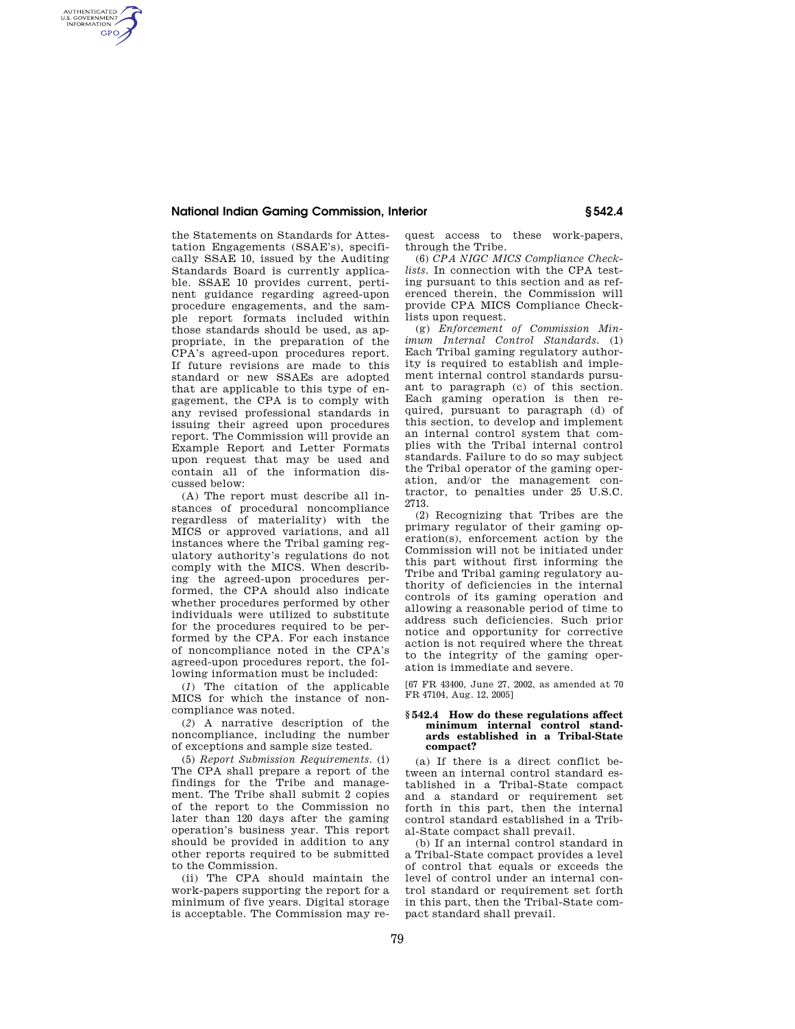the Statements on Standards for Attestation Engagements (SSAE's), specifically SSAE 10, issued by the Auditing Standards Board is currently applicable. SSAE 10 provides current, pertinent guidance regarding agreed-upon procedure engagements, and the sample report formats included within those standards should be used, as appropriate, in the preparation of the CPA's agreed-upon procedures report. If future revisions are made to this standard or new SSAEs are adopted that are applicable to this type of engagement, the CPA is to comply with any revised professional standards in issuing their agreed upon procedures report. The Commission will provide an Example Report and Letter Formats upon request that may be used and contain all of the information discussed below:

(A) The report must describe all instances of procedural noncompliance regardless of materiality) with the MICS or approved variations, and all instances where the Tribal gaming regulatory authority's regulations do not comply with the MICS. When describing the agreed-upon procedures performed, the CPA should also indicate whether procedures performed by other individuals were utilized to substitute for the procedures required to be performed by the CPA. For each instance of noncompliance noted in the CPA's agreed-upon procedures report, the following information must be included:

(*1*) The citation of the applicable MICS for which the instance of noncompliance was noted.

(*2*) A narrative description of the noncompliance, including the number of exceptions and sample size tested.

(5) *Report Submission Requirements.* (i) The CPA shall prepare a report of the findings for the Tribe and management. The Tribe shall submit 2 copies of the report to the Commission no later than 120 days after the gaming operation's business year. This report should be provided in addition to any other reports required to be submitted to the Commission.

(ii) The CPA should maintain the work-papers supporting the report for a minimum of five years. Digital storage is acceptable. The Commission may request access to these work-papers, through the Tribe.

(6) *CPA NIGC MICS Compliance Checklists.* In connection with the CPA testing pursuant to this section and as referenced therein, the Commission will provide CPA MICS Compliance Checklists upon request.

(g) *Enforcement of Commission Minimum Internal Control Standards.* (1) Each Tribal gaming regulatory authority is required to establish and implement internal control standards pursuant to paragraph (c) of this section. Each gaming operation is then required, pursuant to paragraph (d) of this section, to develop and implement an internal control system that complies with the Tribal internal control standards. Failure to do so may subject the Tribal operator of the gaming operation, and/or the management contractor, to penalties under 25 U.S.C. 2713.

(2) Recognizing that Tribes are the primary regulator of their gaming operation(s), enforcement action by the Commission will not be initiated under this part without first informing the Tribe and Tribal gaming regulatory authority of deficiencies in the internal controls of its gaming operation and allowing a reasonable period of time to address such deficiencies. Such prior notice and opportunity for corrective action is not required where the threat to the integrity of the gaming operation is immediate and severe.

[67 FR 43400, June 27, 2002, as amended at 70 FR 47104, Aug. 12, 2005]

### § 542.4 How do these regulations affect minimum internal control standards established in a Tribal-State compact?

(a) If there is a direct conflict between an internal control standard established in a Tribal-State compact and a standard or requirement set forth in this part, then the internal control standard established in a Tribal-State compact shall prevail.

(b) If an internal control standard in a Tribal-State compact provides a level of control that equals or exceeds the level of control under an internal control standard or requirement set forth in this part, then the Tribal-State compact standard shall prevail.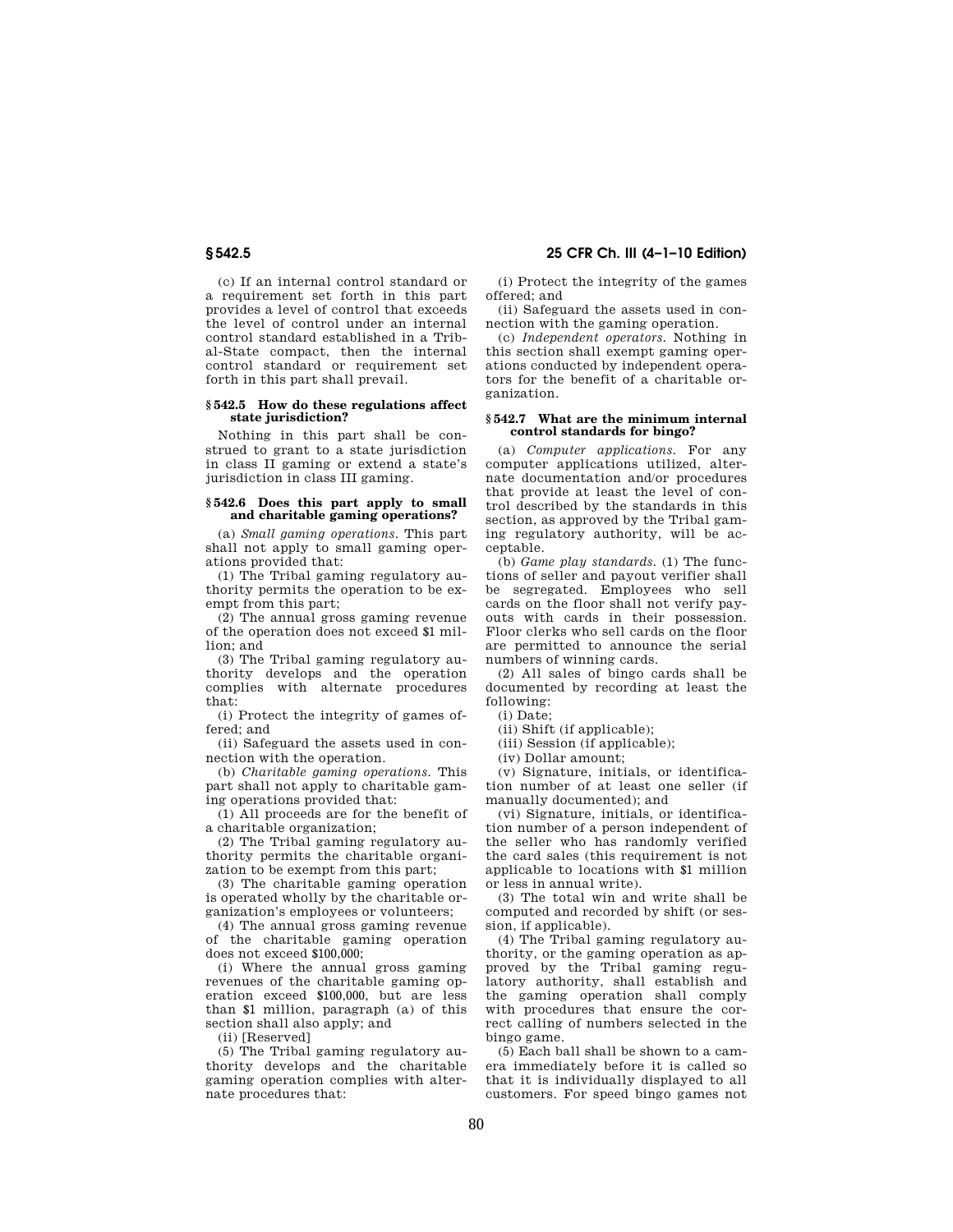(c) If an internal control standard or a requirement set forth in this part provides a level of control that exceeds the level of control under an internal control standard established in a Tribal-State compact, then the internal control standard or requirement set forth in this part shall prevail.

#### § 542.5 How do these regulations affect state jurisdiction?

Nothing in this part shall be construed to grant to a state jurisdiction in class II gaming or extend a state's jurisdiction in class III gaming.

#### § 542.6 Does this part apply to small and charitable gaming operations?

(a) *Small gaming operations.* This part shall not apply to small gaming operations provided that:

(1) The Tribal gaming regulatory authority permits the operation to be exempt from this part;

(2) The annual gross gaming revenue of the operation does not exceed $1 million; and

(3) The Tribal gaming regulatory authority develops and the operation complies with alternate procedures that:

(i) Protect the integrity of games offered; and

(ii) Safeguard the assets used in connection with the operation.

(b) *Charitable gaming operations.* This part shall not apply to charitable gaming operations provided that:

(1) All proceeds are for the benefit of a charitable organization;

(2) The Tribal gaming regulatory authority permits the charitable organization to be exempt from this part;

(3) The charitable gaming operation is operated wholly by the charitable organization's employees or volunteers;

(4) The annual gross gaming revenue of the charitable gaming operation does not exceed $100,000;

(i) Where the annual gross gaming revenues of the charitable gaming operation exceed $100,000, but are less than $1 million, paragraph (a) of this section shall also apply; and

(ii) [Reserved]

(5) The Tribal gaming regulatory authority develops and the charitable gaming operation complies with alternate procedures that:

(i) Protect the integrity of the games offered; and

(ii) Safeguard the assets used in connection with the gaming operation.

(c) *Independent operators.* Nothing in this section shall exempt gaming operations conducted by independent operators for the benefit of a charitable organization.

#### § 542.7 What are the minimum internal control standards for bingo?

(a) *Computer applications.* For any computer applications utilized, alternate documentation and/or procedures that provide at least the level of control described by the standards in this section, as approved by the Tribal gaming regulatory authority, will be acceptable.

(b) *Game play standards.* (1) The functions of seller and payout verifier shall be segregated. Employees who sell cards on the floor shall not verify payouts with cards in their possession. Floor clerks who sell cards on the floor are permitted to announce the serial numbers of winning cards.

(2) All sales of bingo cards shall be documented by recording at least the following:

(i) Date;

(ii) Shift (if applicable);

(iii) Session (if applicable);

(iv) Dollar amount;

(v) Signature, initials, or identification number of at least one seller (if manually documented); and

(vi) Signature, initials, or identification number of a person independent of the seller who has randomly verified the card sales (this requirement is not applicable to locations with $1 million or less in annual write).

(3) The total win and write shall be computed and recorded by shift (or session, if applicable).

(4) The Tribal gaming regulatory authority, or the gaming operation as approved by the Tribal gaming regulatory authority, shall establish and the gaming operation shall comply with procedures that ensure the correct calling of numbers selected in the bingo game.

(5) Each ball shall be shown to a camera immediately before it is called so that it is individually displayed to all customers. For speed bingo games not